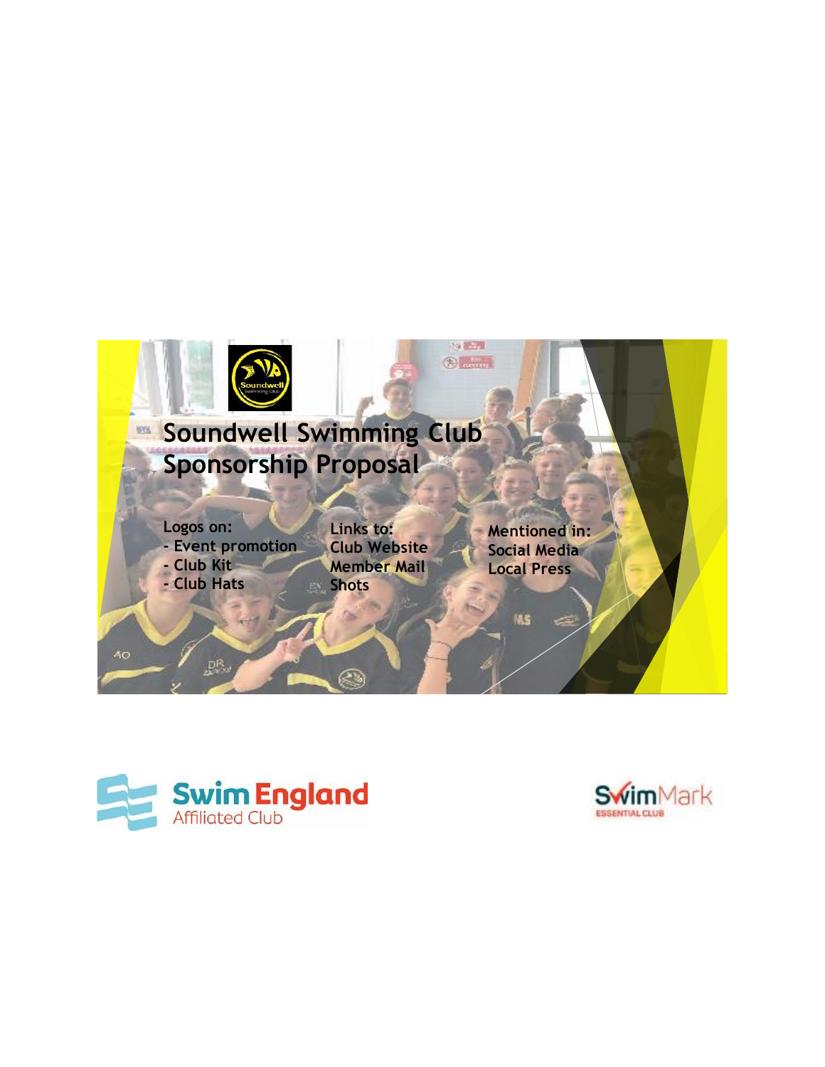# Soundwell Swimming Club Sponsorship Proposal

**Logos on:**
- Event promotion
- Club Kit
- Club Hats

**Links to:**
Club Website
Member Mail
Shots

**Mentioned in:**
Social Media
Local Press

Swim England Affiliated Club

SwimMark ESSENTIAL CLUB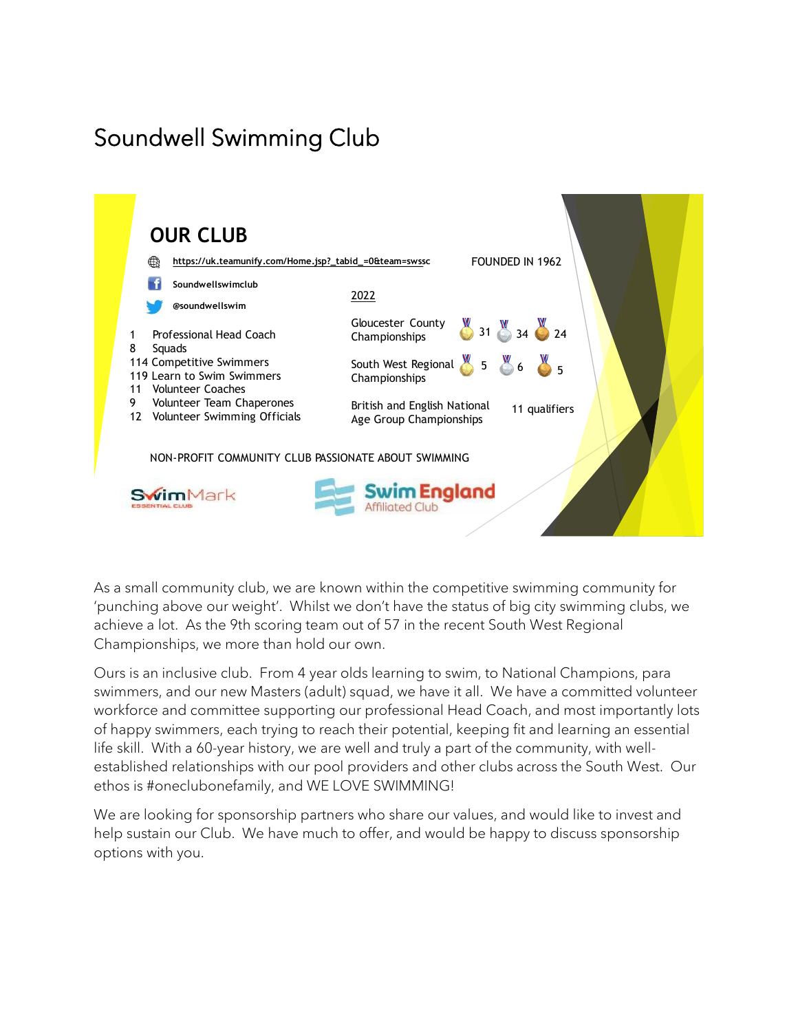# Soundwell Swimming Club

## OUR CLUB

https://uk.teamunify.com/Home.jsp?_tabid_=0&team=swssc

FOUNDED IN 1962

Soundwellswimclub

@soundwellswim

- 1 Professional Head Coach
- 8 Squads
- 114 Competitive Swimmers
- 119 Learn to Swim Swimmers
- 11 Volunteer Coaches
- 9 Volunteer Team Chaperones
- 12 Volunteer Swimming Officials

2022

| Competition | Gold | Silver | Bronze |
|---|---|---|---|
| Gloucester County Championships | 31 | 34 | 24 |
| South West Regional Championships | 5 | 6 | 5 |
| British and English National Age Group Championships | 11 qualifiers | | |

NON-PROFIT COMMUNITY CLUB PASSIONATE ABOUT SWIMMING

SwimMark ESSENTIAL CLUB

Swim England Affiliated Club

As a small community club, we are known within the competitive swimming community for 'punching above our weight'. Whilst we don't have the status of big city swimming clubs, we achieve a lot. As the 9th scoring team out of 57 in the recent South West Regional Championships, we more than hold our own.

Ours is an inclusive club. From 4 year olds learning to swim, to National Champions, para swimmers, and our new Masters (adult) squad, we have it all. We have a committed volunteer workforce and committee supporting our professional Head Coach, and most importantly lots of happy swimmers, each trying to reach their potential, keeping fit and learning an essential life skill. With a 60-year history, we are well and truly a part of the community, with well-established relationships with our pool providers and other clubs across the South West. Our ethos is #oneclubonefamily, and WE LOVE SWIMMING!

We are looking for sponsorship partners who share our values, and would like to invest and help sustain our Club. We have much to offer, and would be happy to discuss sponsorship options with you.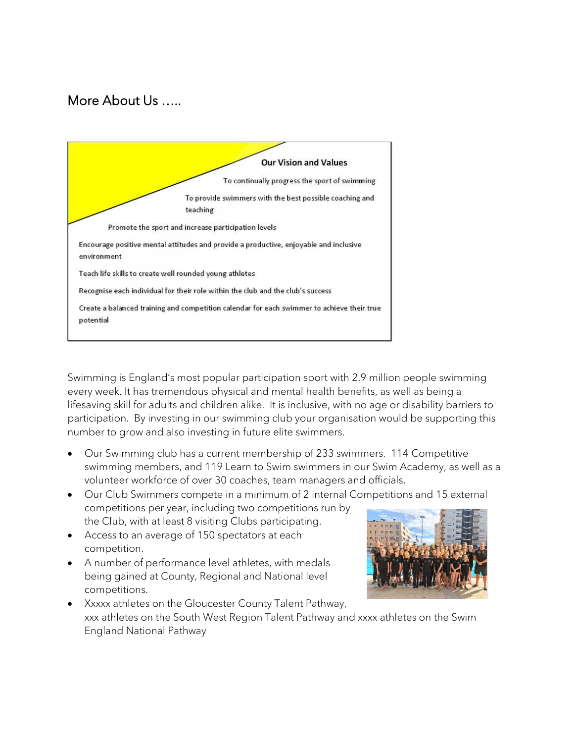## More About Us .....

**Our Vision and Values**

To continually progress the sport of swimming

To provide swimmers with the best possible coaching and teaching

Promote the sport and increase participation levels

Encourage positive mental attitudes and provide a productive, enjoyable and inclusive environment

Teach life skills to create well rounded young athletes

Recognise each individual for their role within the club and the club's success

Create a balanced training and competition calendar for each swimmer to achieve their true potential

Swimming is England's most popular participation sport with 2.9 million people swimming every week. It has tremendous physical and mental health benefits, as well as being a lifesaving skill for adults and children alike. It is inclusive, with no age or disability barriers to participation. By investing in our swimming club your organisation would be supporting this number to grow and also investing in future elite swimmers.

- Our Swimming club has a current membership of 233 swimmers. 114 Competitive swimming members, and 119 Learn to Swim swimmers in our Swim Academy, as well as a volunteer workforce of over 30 coaches, team managers and officials.
- Our Club Swimmers compete in a minimum of 2 internal Competitions and 15 external competitions per year, including two competitions run by the Club, with at least 8 visiting Clubs participating.
- Access to an average of 150 spectators at each competition.
- A number of performance level athletes, with medals being gained at County, Regional and National level competitions.
- Xxxxx athletes on the Gloucester County Talent Pathway, xxx athletes on the South West Region Talent Pathway and xxxx athletes on the Swim England National Pathway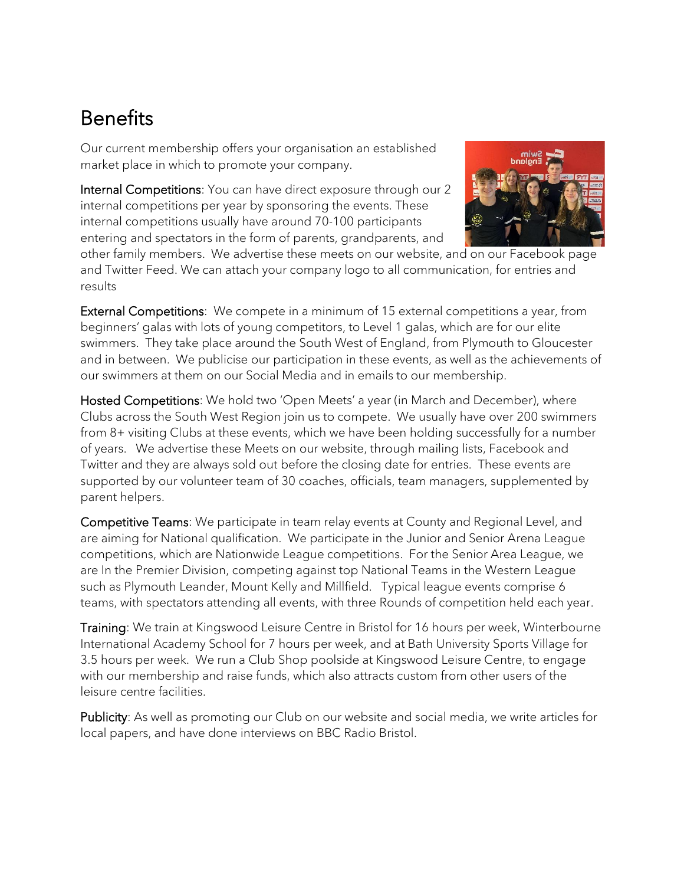# Benefits

Our current membership offers your organisation an established market place in which to promote your company.

**Internal Competitions**: You can have direct exposure through our 2 internal competitions per year by sponsoring the events. These internal competitions usually have around 70-100 participants entering and spectators in the form of parents, grandparents, and other family members. We advertise these meets on our website, and on our Facebook page and Twitter Feed. We can attach your company logo to all communication, for entries and results

**External Competitions**: We compete in a minimum of 15 external competitions a year, from beginners' galas with lots of young competitors, to Level 1 galas, which are for our elite swimmers. They take place around the South West of England, from Plymouth to Gloucester and in between. We publicise our participation in these events, as well as the achievements of our swimmers at them on our Social Media and in emails to our membership.

**Hosted Competitions**: We hold two 'Open Meets' a year (in March and December), where Clubs across the South West Region join us to compete. We usually have over 200 swimmers from 8+ visiting Clubs at these events, which we have been holding successfully for a number of years. We advertise these Meets on our website, through mailing lists, Facebook and Twitter and they are always sold out before the closing date for entries. These events are supported by our volunteer team of 30 coaches, officials, team managers, supplemented by parent helpers.

**Competitive Teams**: We participate in team relay events at County and Regional Level, and are aiming for National qualification. We participate in the Junior and Senior Arena League competitions, which are Nationwide League competitions. For the Senior Area League, we are In the Premier Division, competing against top National Teams in the Western League such as Plymouth Leander, Mount Kelly and Millfield. Typical league events comprise 6 teams, with spectators attending all events, with three Rounds of competition held each year.

**Training**: We train at Kingswood Leisure Centre in Bristol for 16 hours per week, Winterbourne International Academy School for 7 hours per week, and at Bath University Sports Village for 3.5 hours per week. We run a Club Shop poolside at Kingswood Leisure Centre, to engage with our membership and raise funds, which also attracts custom from other users of the leisure centre facilities.

**Publicity**: As well as promoting our Club on our website and social media, we write articles for local papers, and have done interviews on BBC Radio Bristol.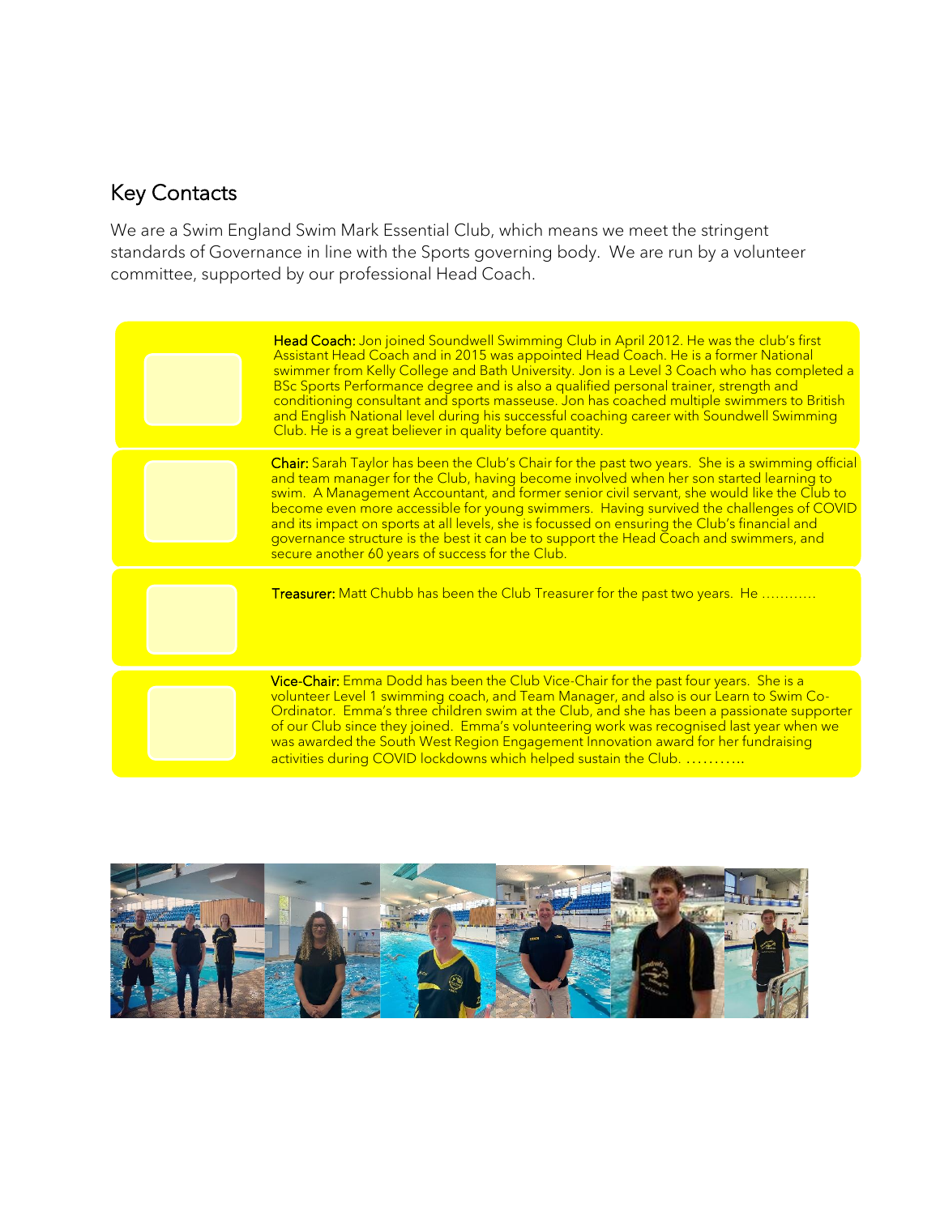## Key Contacts

We are a Swim England Swim Mark Essential Club, which means we meet the stringent standards of Governance in line with the Sports governing body. We are run by a volunteer committee, supported by our professional Head Coach.

Head Coach: Jon joined Soundwell Swimming Club in April 2012. He was the club's first Assistant Head Coach and in 2015 was appointed Head Coach. He is a former National swimmer from Kelly College and Bath University. Jon is a Level 3 Coach who has completed a BSc Sports Performance degree and is also a qualified personal trainer, strength and conditioning consultant and sports masseuse. Jon has coached multiple swimmers to British and English National level during his successful coaching career with Soundwell Swimming Club. He is a great believer in quality before quantity.

Chair: Sarah Taylor has been the Club's Chair for the past two years. She is a swimming official and team manager for the Club, having become involved when her son started learning to swim. A Management Accountant, and former senior civil servant, she would like the Club to become even more accessible for young swimmers. Having survived the challenges of COVID and its impact on sports at all levels, she is focussed on ensuring the Club's financial and governance structure is the best it can be to support the Head Coach and swimmers, and secure another 60 years of success for the Club.

Treasurer: Matt Chubb has been the Club Treasurer for the past two years. He ...........

Vice-Chair: Emma Dodd has been the Club Vice-Chair for the past four years. She is a volunteer Level 1 swimming coach, and Team Manager, and also is our Learn to Swim Co-Ordinator. Emma's three children swim at the Club, and she has been a passionate supporter of our Club since they joined. Emma's volunteering work was recognised last year when we was awarded the South West Region Engagement Innovation award for her fundraising activities during COVID lockdowns which helped sustain the Club. ...........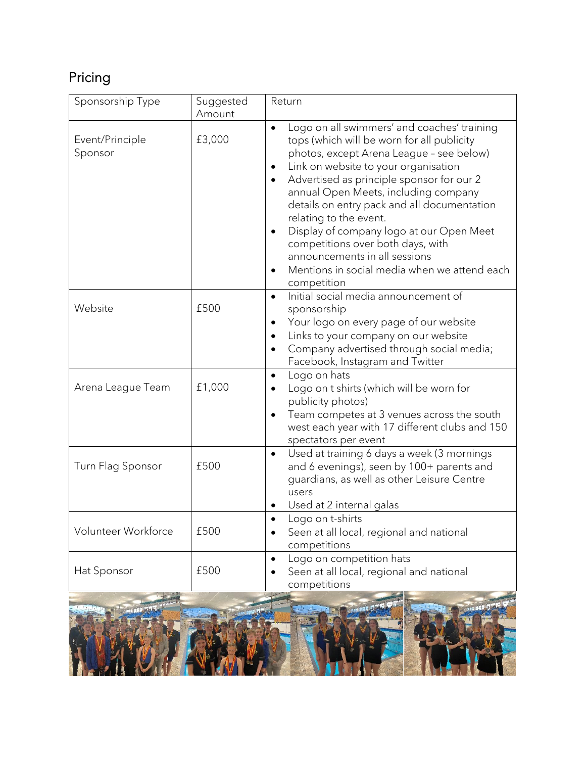## Pricing

| Sponsorship Type | Suggested Amount | Return |
| --- | --- | --- |
| Event/Principle Sponsor | £3,000 | • Logo on all swimmers' and coaches' training tops (which will be worn for all publicity photos, except Arena League – see below)<br>• Link on website to your organisation<br>• Advertised as principle sponsor for our 2 annual Open Meets, including company details on entry pack and all documentation relating to the event.<br>• Display of company logo at our Open Meet competitions over both days, with announcements in all sessions<br>• Mentions in social media when we attend each competition |
| Website | £500 | • Initial social media announcement of sponsorship<br>• Your logo on every page of our website<br>• Links to your company on our website<br>• Company advertised through social media; Facebook, Instagram and Twitter |
| Arena League Team | £1,000 | • Logo on hats<br>• Logo on t shirts (which will be worn for publicity photos)<br>• Team competes at 3 venues across the south west each year with 17 different clubs and 150 spectators per event |
| Turn Flag Sponsor | £500 | • Used at training 6 days a week (3 mornings and 6 evenings), seen by 100+ parents and guardians, as well as other Leisure Centre users<br>• Used at 2 internal galas |
| Volunteer Workforce | £500 | • Logo on t-shirts<br>• Seen at all local, regional and national competitions |
| Hat Sponsor | £500 | • Logo on competition hats<br>• Seen at all local, regional and national competitions |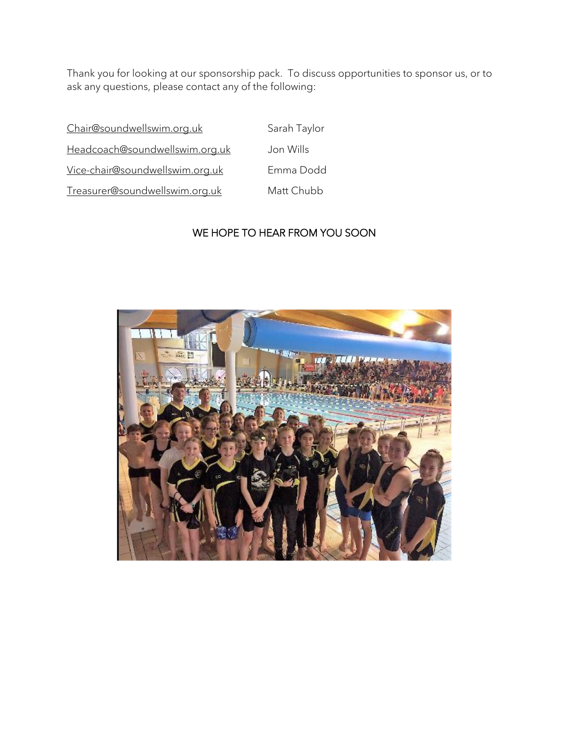Thank you for looking at our sponsorship pack. To discuss opportunities to sponsor us, or to ask any questions, please contact any of the following:

| | |
|---|---|
| Chair@soundwellswim.org.uk | Sarah Taylor |
| Headcoach@soundwellswim.org.uk | Jon Wills |
| Vice-chair@soundwellswim.org.uk | Emma Dodd |
| Treasurer@soundwellswim.org.uk | Matt Chubb |

WE HOPE TO HEAR FROM YOU SOON